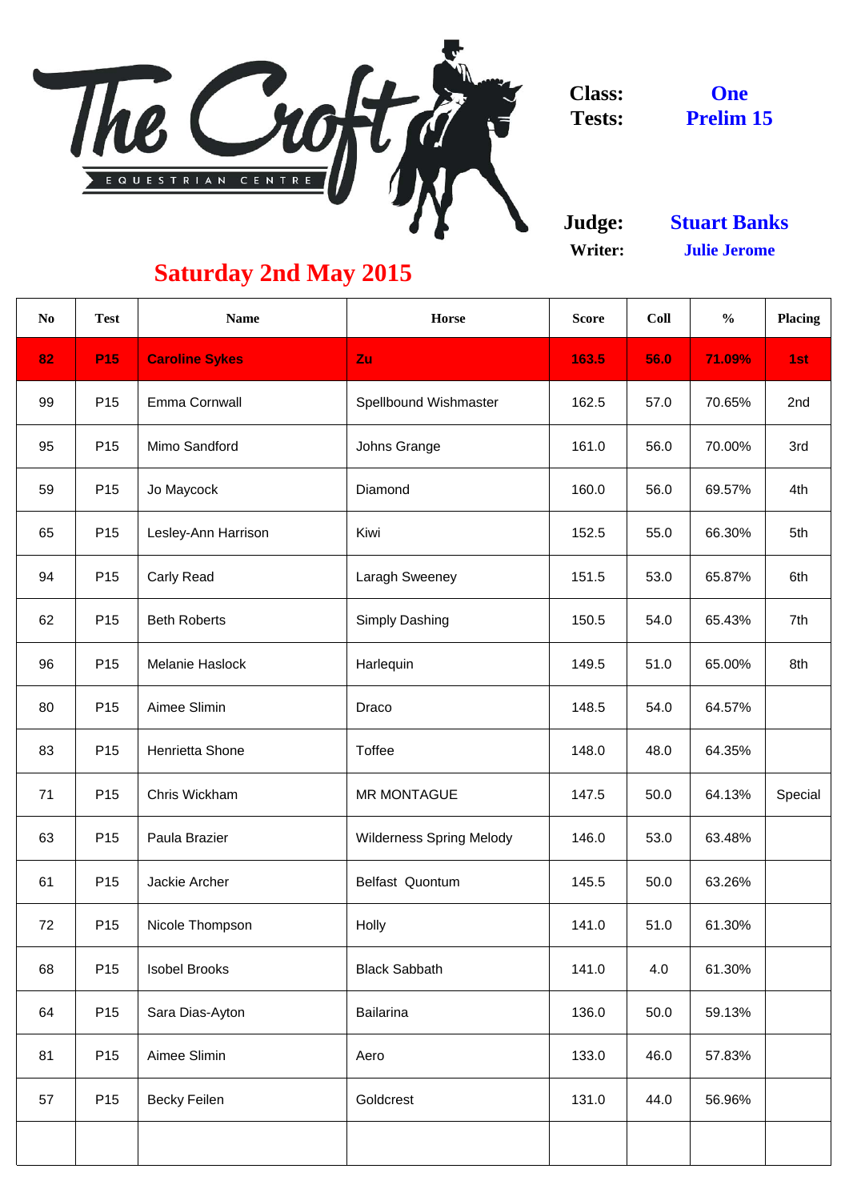The Croft EQUESTRIAN CENTRE

**Class:** One
**Tests:** Prelim 15

**Judge:** Stuart Banks
**Writer:** Julie Jerome

## Saturday 2nd May 2015

| No | Test | Name | Horse | Score | Coll | % | Placing |
|---|---|---|---|---|---|---|---|
| **82** | **P15** | **Caroline Sykes** | **Zu** | **163.5** | **56.0** | **71.09%** | **1st** |
| 99 | P15 | Emma Cornwall | Spellbound Wishmaster | 162.5 | 57.0 | 70.65% | 2nd |
| 95 | P15 | Mimo Sandford | Johns Grange | 161.0 | 56.0 | 70.00% | 3rd |
| 59 | P15 | Jo Maycock | Diamond | 160.0 | 56.0 | 69.57% | 4th |
| 65 | P15 | Lesley-Ann Harrison | Kiwi | 152.5 | 55.0 | 66.30% | 5th |
| 94 | P15 | Carly Read | Laragh Sweeney | 151.5 | 53.0 | 65.87% | 6th |
| 62 | P15 | Beth Roberts | Simply Dashing | 150.5 | 54.0 | 65.43% | 7th |
| 96 | P15 | Melanie Haslock | Harlequin | 149.5 | 51.0 | 65.00% | 8th |
| 80 | P15 | Aimee Slimin | Draco | 148.5 | 54.0 | 64.57% | |
| 83 | P15 | Henrietta Shone | Toffee | 148.0 | 48.0 | 64.35% | |
| 71 | P15 | Chris Wickham | MR MONTAGUE | 147.5 | 50.0 | 64.13% | Special |
| 63 | P15 | Paula Brazier | Wilderness Spring Melody | 146.0 | 53.0 | 63.48% | |
| 61 | P15 | Jackie Archer | Belfast Quontum | 145.5 | 50.0 | 63.26% | |
| 72 | P15 | Nicole Thompson | Holly | 141.0 | 51.0 | 61.30% | |
| 68 | P15 | Isobel Brooks | Black Sabbath | 141.0 | 4.0 | 61.30% | |
| 64 | P15 | Sara Dias-Ayton | Bailarina | 136.0 | 50.0 | 59.13% | |
| 81 | P15 | Aimee Slimin | Aero | 133.0 | 46.0 | 57.83% | |
| 57 | P15 | Becky Feilen | Goldcrest | 131.0 | 44.0 | 56.96% | |
| | | | | | | | |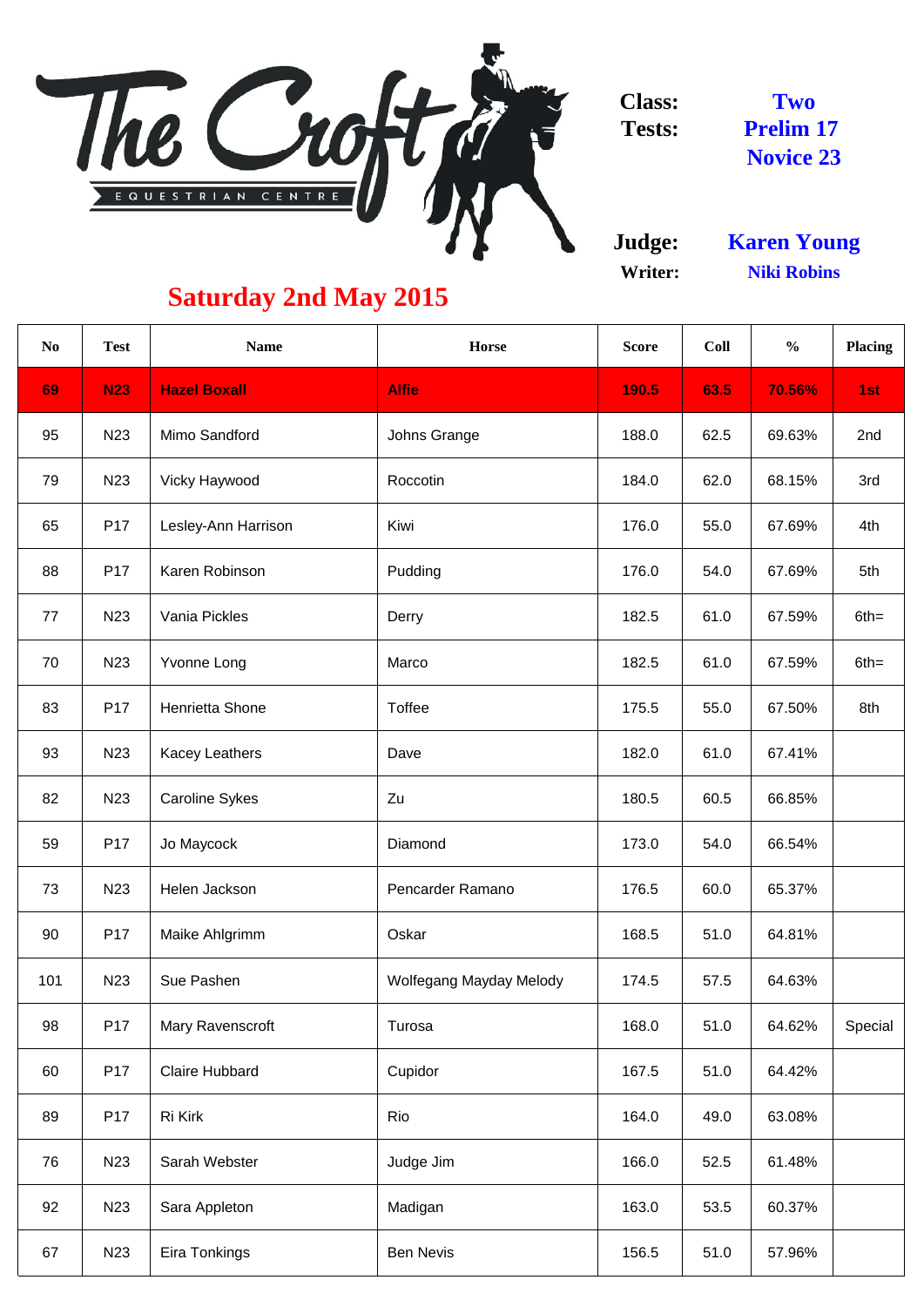The Croft Equestrian Centre

**Class:** Two
**Tests:** Prelim 17, Novice 23

**Judge:** Karen Young
**Writer:** Niki Robins

## Saturday 2nd May 2015

| No | Test | Name | Horse | Score | Coll | % | Placing |
|---|---|---|---|---|---|---|---|
| 69 | N23 | Hazel Boxall | Alfie | 190.5 | 63.5 | 70.56% | 1st |
| 95 | N23 | Mimo Sandford | Johns Grange | 188.0 | 62.5 | 69.63% | 2nd |
| 79 | N23 | Vicky Haywood | Roccotin | 184.0 | 62.0 | 68.15% | 3rd |
| 65 | P17 | Lesley-Ann Harrison | Kiwi | 176.0 | 55.0 | 67.69% | 4th |
| 88 | P17 | Karen Robinson | Pudding | 176.0 | 54.0 | 67.69% | 5th |
| 77 | N23 | Vania Pickles | Derry | 182.5 | 61.0 | 67.59% | 6th= |
| 70 | N23 | Yvonne Long | Marco | 182.5 | 61.0 | 67.59% | 6th= |
| 83 | P17 | Henrietta Shone | Toffee | 175.5 | 55.0 | 67.50% | 8th |
| 93 | N23 | Kacey Leathers | Dave | 182.0 | 61.0 | 67.41% | |
| 82 | N23 | Caroline Sykes | Zu | 180.5 | 60.5 | 66.85% | |
| 59 | P17 | Jo Maycock | Diamond | 173.0 | 54.0 | 66.54% | |
| 73 | N23 | Helen Jackson | Pencarder Ramano | 176.5 | 60.0 | 65.37% | |
| 90 | P17 | Maike Ahlgrimm | Oskar | 168.5 | 51.0 | 64.81% | |
| 101 | N23 | Sue Pashen | Wolfegang Mayday Melody | 174.5 | 57.5 | 64.63% | |
| 98 | P17 | Mary Ravenscroft | Turosa | 168.0 | 51.0 | 64.62% | Special |
| 60 | P17 | Claire Hubbard | Cupidor | 167.5 | 51.0 | 64.42% | |
| 89 | P17 | Ri Kirk | Rio | 164.0 | 49.0 | 63.08% | |
| 76 | N23 | Sarah Webster | Judge Jim | 166.0 | 52.5 | 61.48% | |
| 92 | N23 | Sara Appleton | Madigan | 163.0 | 53.5 | 60.37% | |
| 67 | N23 | Eira Tonkings | Ben Nevis | 156.5 | 51.0 | 57.96% | |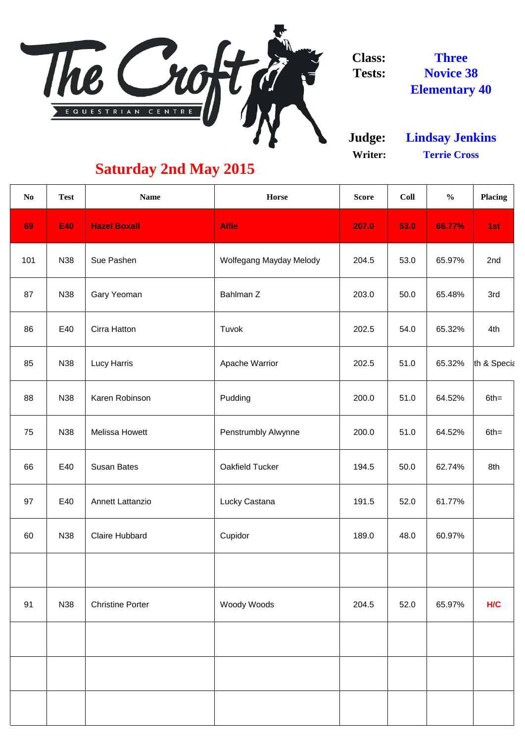# The Croft Equestrian Centre

**Class:** Three
**Tests:** Novice 38, Elementary 40

**Judge:** Lindsay Jenkins
**Writer:** Terrie Cross

## Saturday 2nd May 2015

| No | Test | Name | Horse | Score | Coll | % | Placing |
|---|---|---|---|---|---|---|---|
| **69** | **E40** | **Hazel Boxall** | **Alfie** | **207.0** | **53.0** | **66.77%** | **1st** |
| 101 | N38 | Sue Pashen | Wolfegang Mayday Melody | 204.5 | 53.0 | 65.97% | 2nd |
| 87 | N38 | Gary Yeoman | Bahlman Z | 203.0 | 50.0 | 65.48% | 3rd |
| 86 | E40 | Cirra Hatton | Tuvok | 202.5 | 54.0 | 65.32% | 4th |
| 85 | N38 | Lucy Harris | Apache Warrior | 202.5 | 51.0 | 65.32% | th & Specia |
| 88 | N38 | Karen Robinson | Pudding | 200.0 | 51.0 | 64.52% | 6th= |
| 75 | N38 | Melissa Howett | Penstrumbly Alwynne | 200.0 | 51.0 | 64.52% | 6th= |
| 66 | E40 | Susan Bates | Oakfield Tucker | 194.5 | 50.0 | 62.74% | 8th |
| 97 | E40 | Annett Lattanzio | Lucky Castana | 191.5 | 52.0 | 61.77% | |
| 60 | N38 | Claire Hubbard | Cupidor | 189.0 | 48.0 | 60.97% | |
| | | | | | | | |
| 91 | N38 | Christine Porter | Woody Woods | 204.5 | 52.0 | 65.97% | H/C |
| | | | | | | | |
| | | | | | | | |
| | | | | | | | |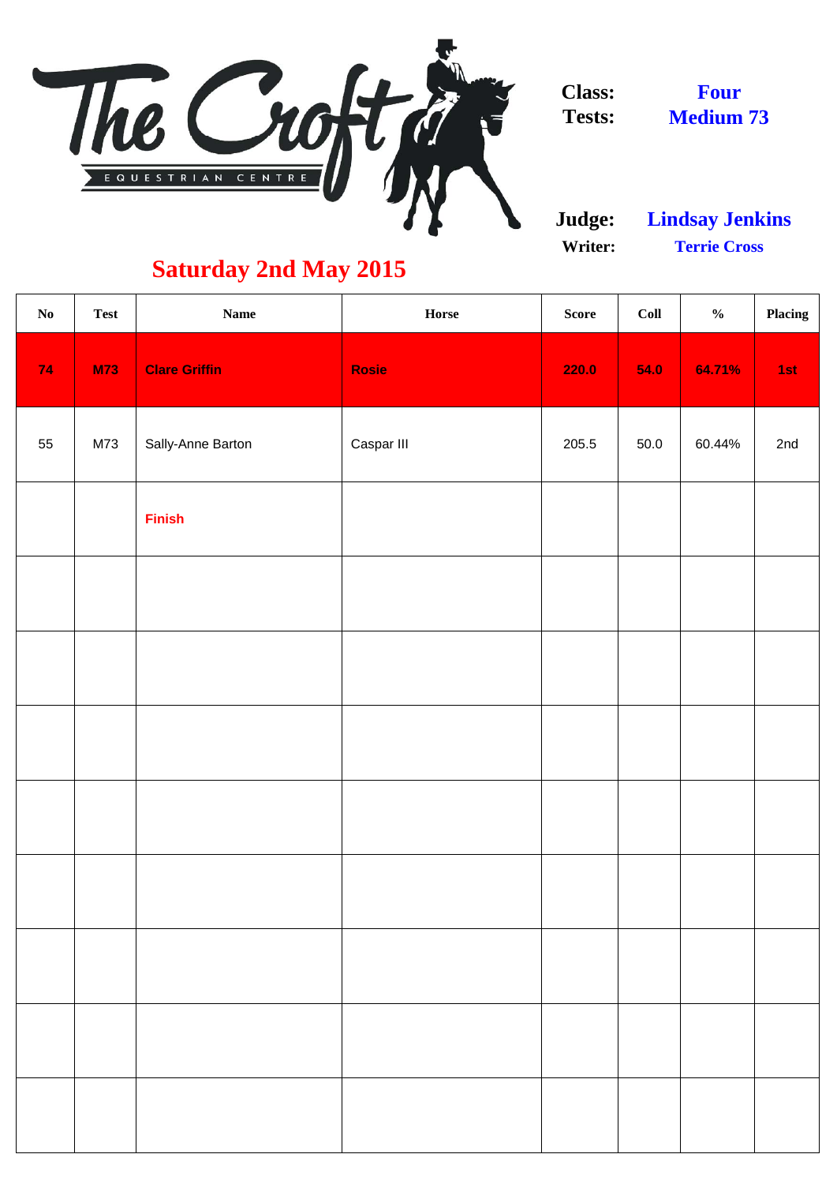The Croft
EQUESTRIAN CENTRE

**Class:** Four
**Tests:** Medium 73

**Judge:** Lindsay Jenkins
**Writer:** Terrie Cross

## Saturday 2nd May 2015

| No | Test | Name | Horse | Score | Coll | % | Placing |
|---|---|---|---|---|---|---|---|
| 74 | M73 | Clare Griffin | Rosie | 220.0 | 54.0 | 64.71% | 1st |
| 55 | M73 | Sally-Anne Barton | Caspar III | 205.5 | 50.0 | 60.44% | 2nd |
| | | Finish | | | | | |
| | | | | | | | |
| | | | | | | | |
| | | | | | | | |
| | | | | | | | |
| | | | | | | | |
| | | | | | | | |
| | | | | | | | |
| | | | | | | | |